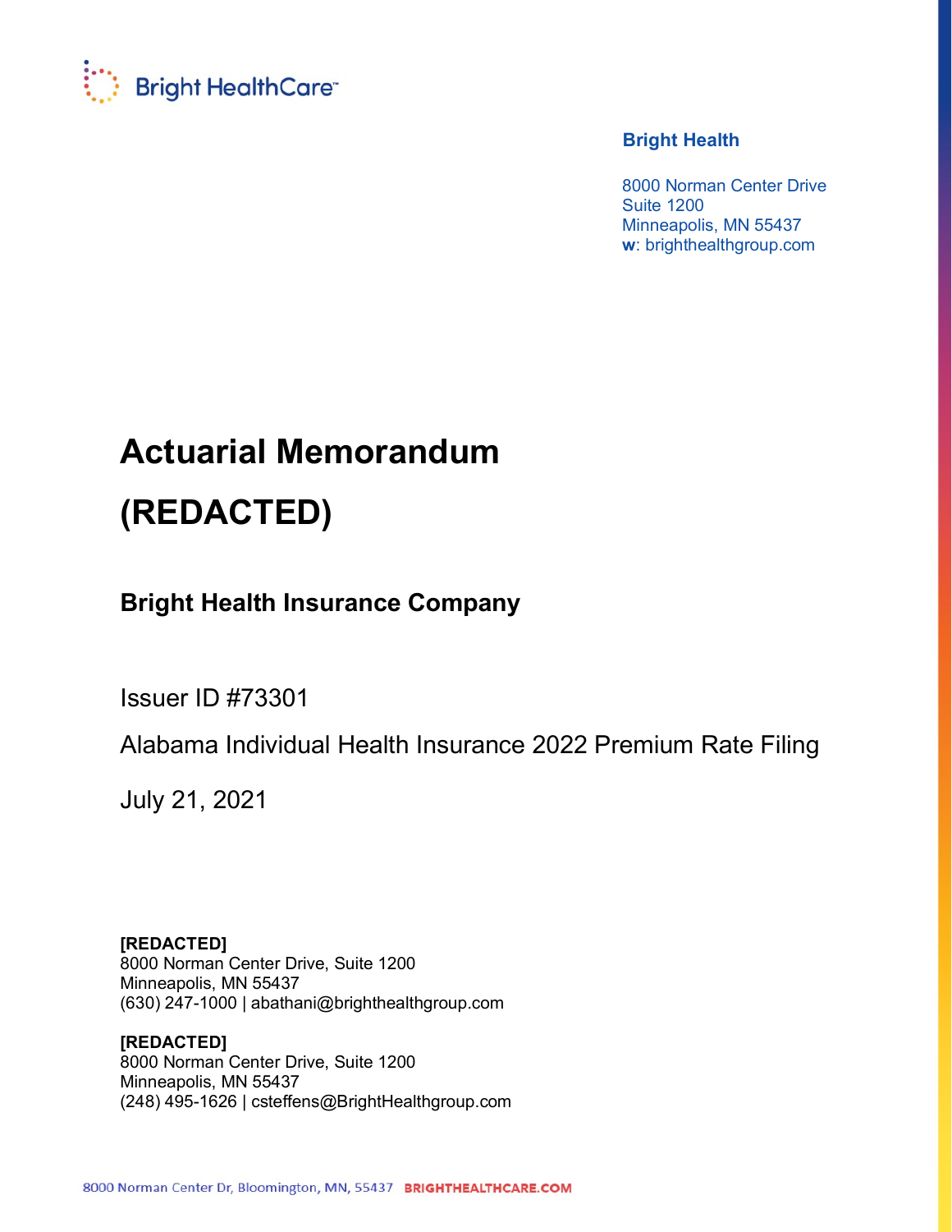Bright HealthCare™

**Bright Health**

8000 Norman Center Drive
Suite 1200
Minneapolis, MN 55437
**w**: brighthealthgroup.com

# Actuarial Memorandum

# (REDACTED)

## Bright Health Insurance Company

Issuer ID #73301

Alabama Individual Health Insurance 2022 Premium Rate Filing

July 21, 2021

**[REDACTED]**
8000 Norman Center Drive, Suite 1200
Minneapolis, MN 55437
(630) 247-1000 | abathani@brighthealthgroup.com

**[REDACTED]**
8000 Norman Center Drive, Suite 1200
Minneapolis, MN 55437
(248) 495-1626 | csteffens@BrightHealthgroup.com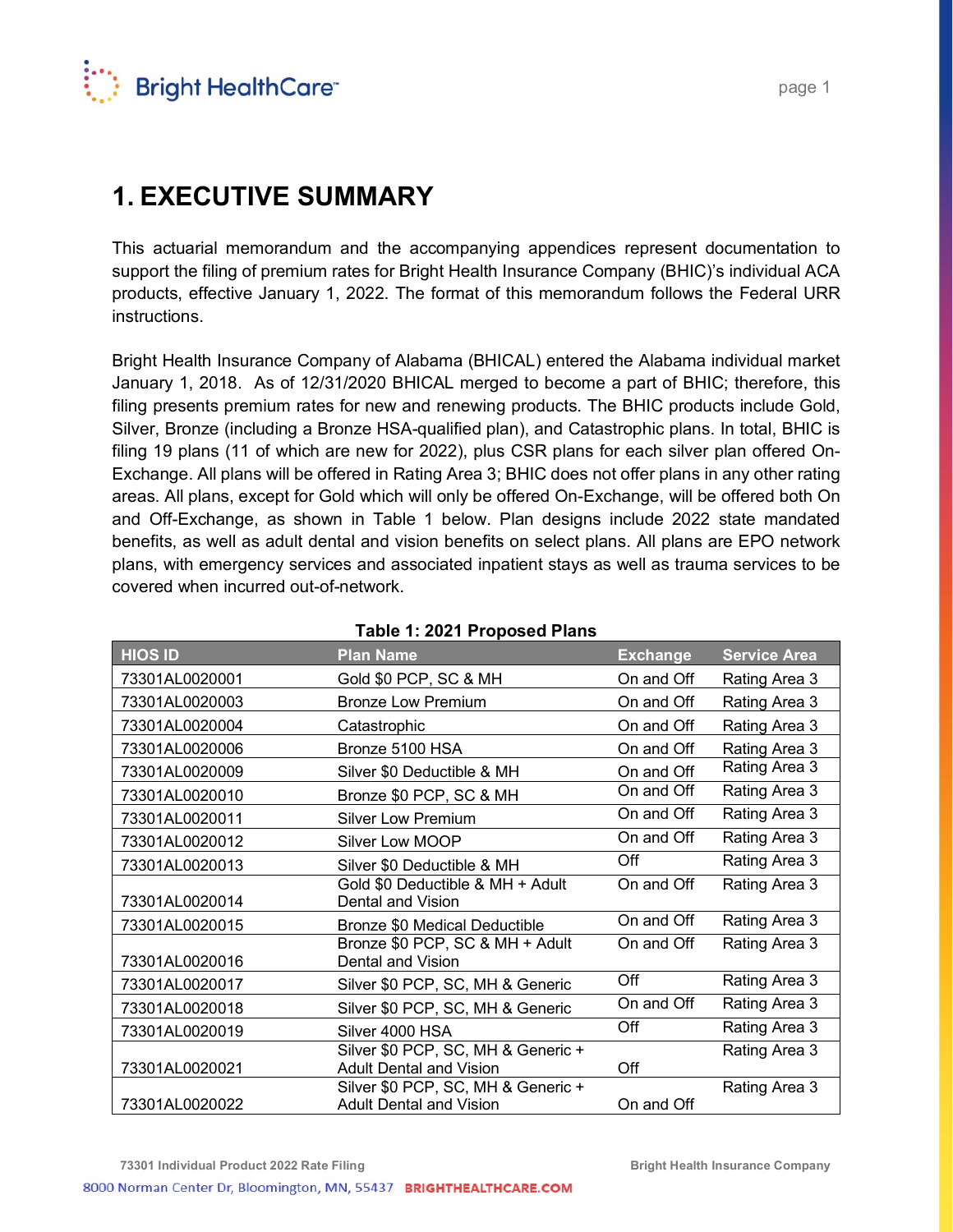# 1. EXECUTIVE SUMMARY

This actuarial memorandum and the accompanying appendices represent documentation to support the filing of premium rates for Bright Health Insurance Company (BHIC)'s individual ACA products, effective January 1, 2022. The format of this memorandum follows the Federal URR instructions.

Bright Health Insurance Company of Alabama (BHICAL) entered the Alabama individual market January 1, 2018. As of 12/31/2020 BHICAL merged to become a part of BHIC; therefore, this filing presents premium rates for new and renewing products. The BHIC products include Gold, Silver, Bronze (including a Bronze HSA-qualified plan), and Catastrophic plans. In total, BHIC is filing 19 plans (11 of which are new for 2022), plus CSR plans for each silver plan offered On-Exchange. All plans will be offered in Rating Area 3; BHIC does not offer plans in any other rating areas. All plans, except for Gold which will only be offered On-Exchange, will be offered both On and Off-Exchange, as shown in Table 1 below. Plan designs include 2022 state mandated benefits, as well as adult dental and vision benefits on select plans. All plans are EPO network plans, with emergency services and associated inpatient stays as well as trauma services to be covered when incurred out-of-network.

**Table 1: 2021 Proposed Plans**

| HIOS ID | Plan Name | Exchange | Service Area |
|---|---|---|---|
| 73301AL0020001 | Gold $0 PCP, SC & MH | On and Off | Rating Area 3 |
| 73301AL0020003 | Bronze Low Premium | On and Off | Rating Area 3 |
| 73301AL0020004 | Catastrophic | On and Off | Rating Area 3 |
| 73301AL0020006 | Bronze 5100 HSA | On and Off | Rating Area 3 |
| 73301AL0020009 | Silver $0 Deductible & MH | On and Off | Rating Area 3 |
| 73301AL0020010 | Bronze $0 PCP, SC & MH | On and Off | Rating Area 3 |
| 73301AL0020011 | Silver Low Premium | On and Off | Rating Area 3 |
| 73301AL0020012 | Silver Low MOOP | On and Off | Rating Area 3 |
| 73301AL0020013 | Silver $0 Deductible & MH | Off | Rating Area 3 |
| 73301AL0020014 | Gold $0 Deductible & MH + Adult Dental and Vision | On and Off | Rating Area 3 |
| 73301AL0020015 | Bronze $0 Medical Deductible | On and Off | Rating Area 3 |
| 73301AL0020016 | Bronze $0 PCP, SC & MH + Adult Dental and Vision | On and Off | Rating Area 3 |
| 73301AL0020017 | Silver $0 PCP, SC, MH & Generic | Off | Rating Area 3 |
| 73301AL0020018 | Silver $0 PCP, SC, MH & Generic | On and Off | Rating Area 3 |
| 73301AL0020019 | Silver 4000 HSA | Off | Rating Area 3 |
| 73301AL0020021 | Silver $0 PCP, SC, MH & Generic + Adult Dental and Vision | Off | Rating Area 3 |
| 73301AL0020022 | Silver $0 PCP, SC, MH & Generic + Adult Dental and Vision | On and Off | Rating Area 3 |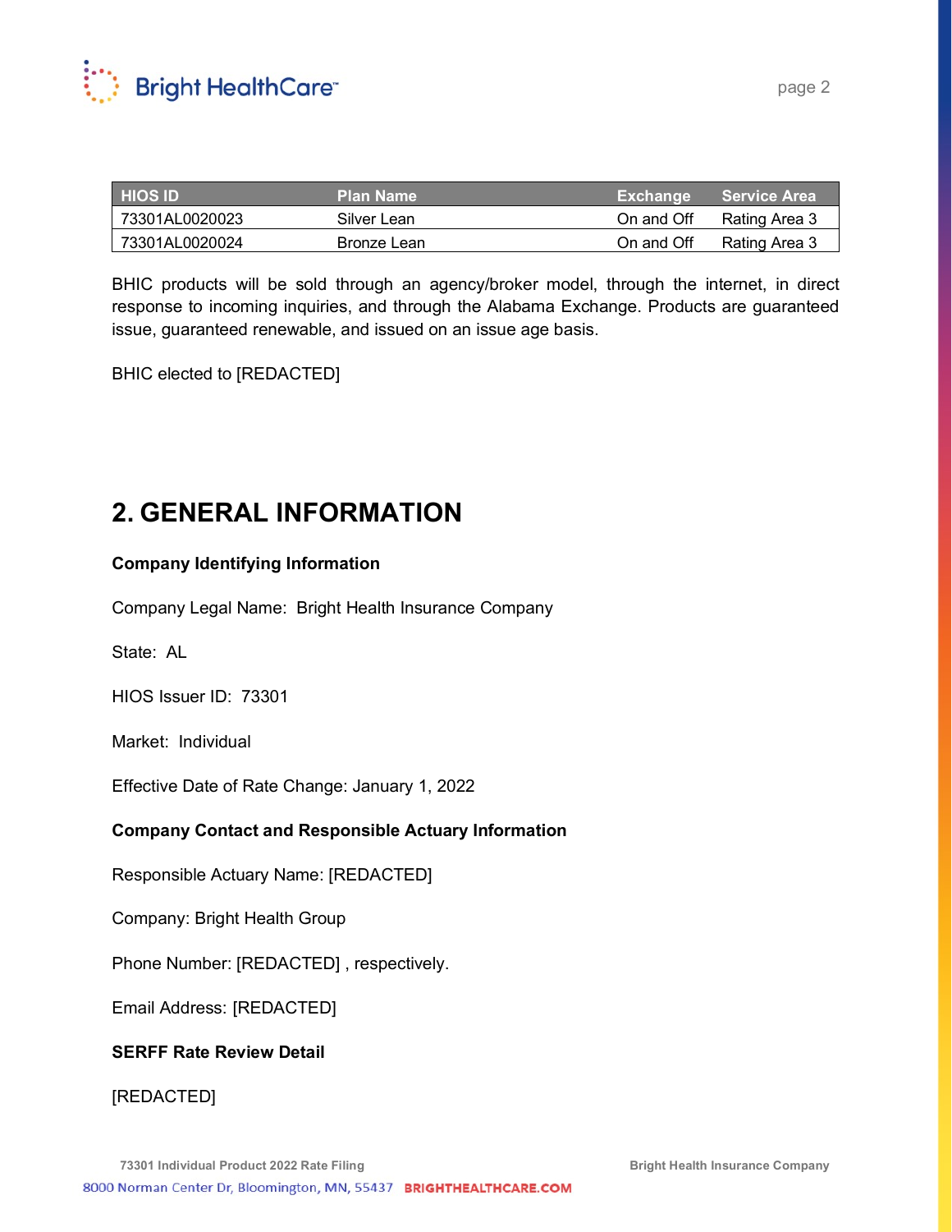| HIOS ID | Plan Name | Exchange | Service Area |
|---|---|---|---|
| 73301AL0020023 | Silver Lean | On and Off | Rating Area 3 |
| 73301AL0020024 | Bronze Lean | On and Off | Rating Area 3 |

BHIC products will be sold through an agency/broker model, through the internet, in direct response to incoming inquiries, and through the Alabama Exchange. Products are guaranteed issue, guaranteed renewable, and issued on an issue age basis.

BHIC elected to [REDACTED]

## 2. GENERAL INFORMATION

**Company Identifying Information**

Company Legal Name: Bright Health Insurance Company

State: AL

HIOS Issuer ID: 73301

Market: Individual

Effective Date of Rate Change: January 1, 2022

**Company Contact and Responsible Actuary Information**

Responsible Actuary Name: [REDACTED]

Company: Bright Health Group

Phone Number: [REDACTED] , respectively.

Email Address: [REDACTED]

**SERFF Rate Review Detail**

[REDACTED]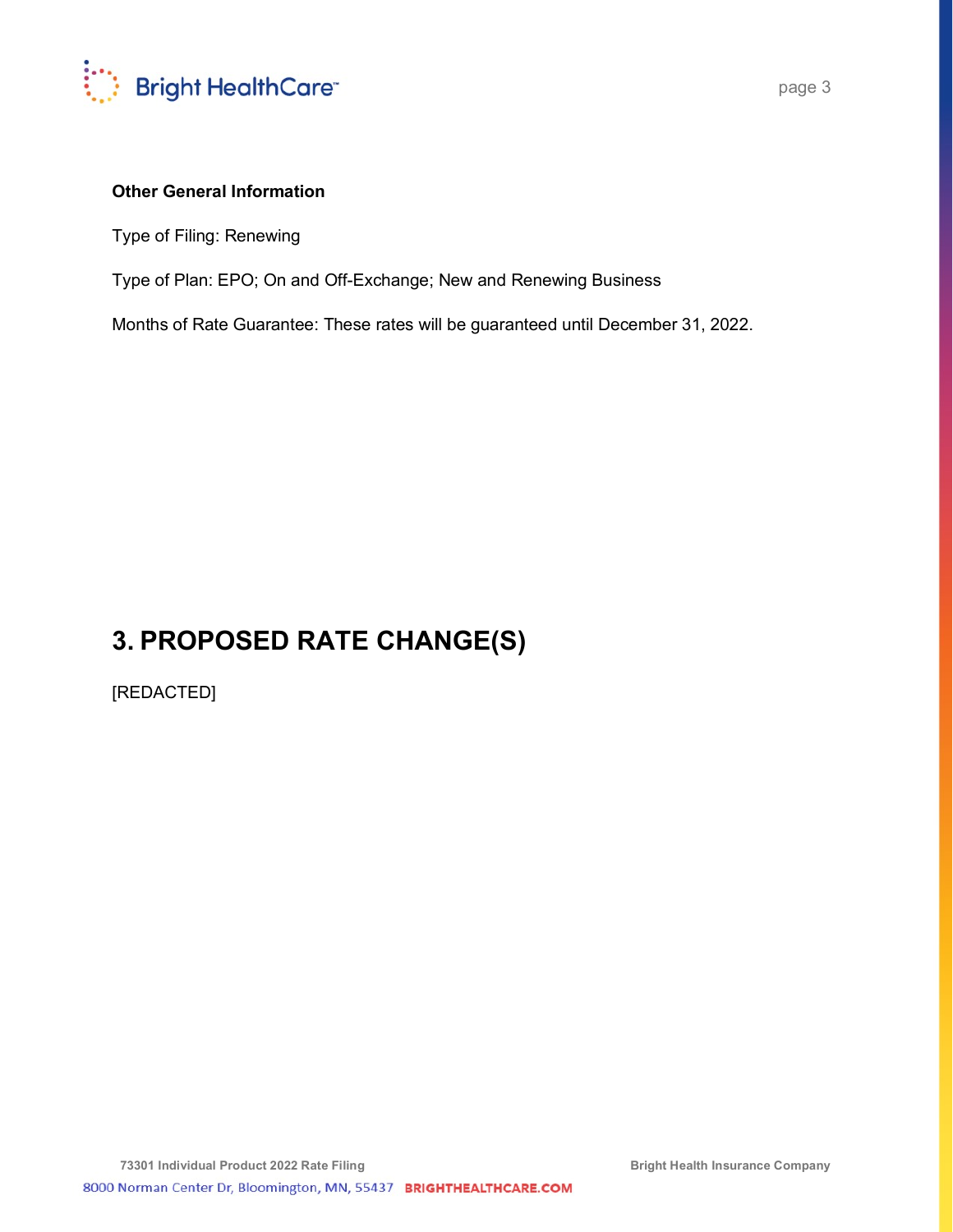**Other General Information**

Type of Filing: Renewing

Type of Plan: EPO; On and Off-Exchange; New and Renewing Business

Months of Rate Guarantee: These rates will be guaranteed until December 31, 2022.

# 3. PROPOSED RATE CHANGE(S)

[REDACTED]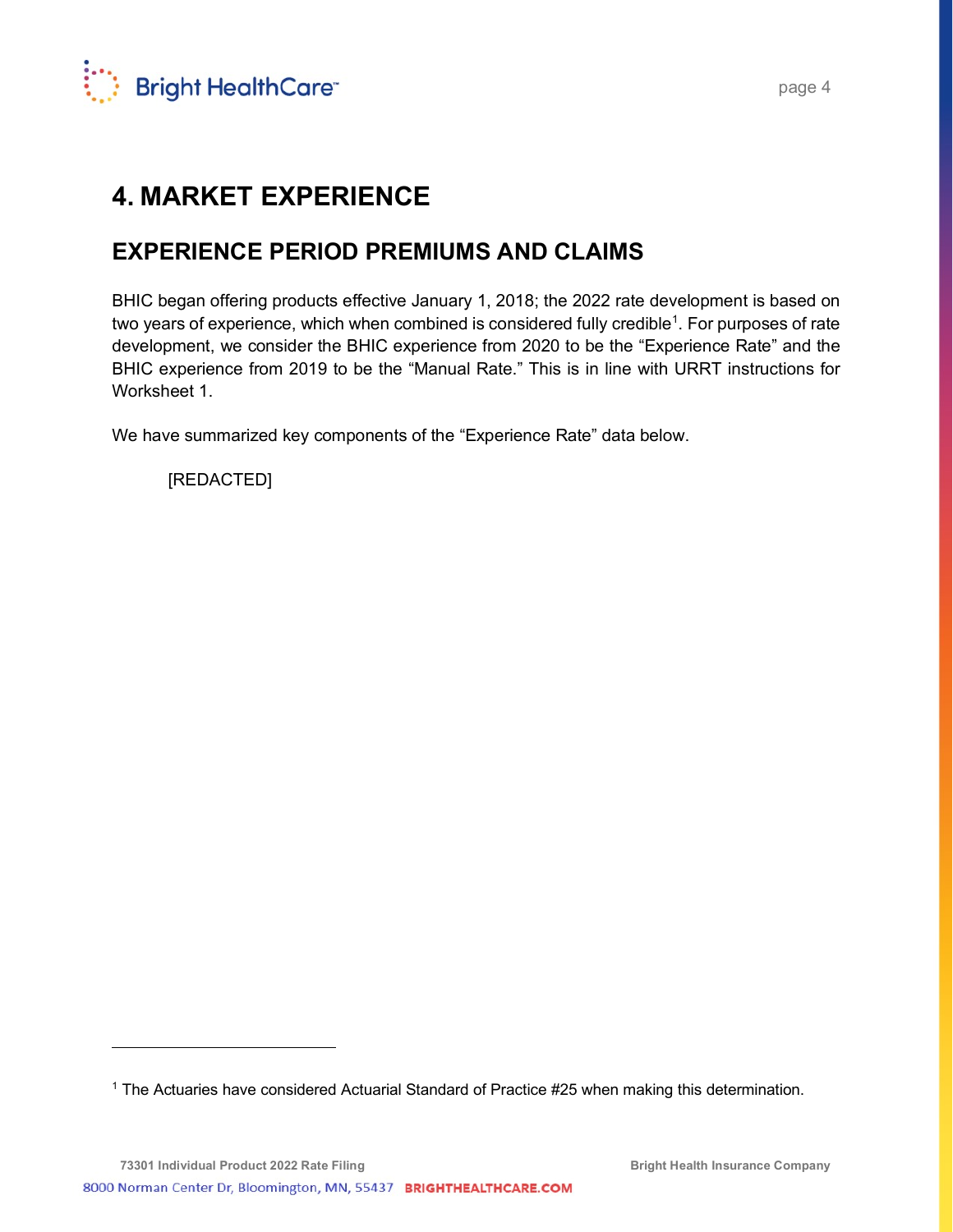# 4. MARKET EXPERIENCE

## EXPERIENCE PERIOD PREMIUMS AND CLAIMS

BHIC began offering products effective January 1, 2018; the 2022 rate development is based on two years of experience, which when combined is considered fully credible[1]. For purposes of rate development, we consider the BHIC experience from 2020 to be the "Experience Rate" and the BHIC experience from 2019 to be the "Manual Rate." This is in line with URRT instructions for Worksheet 1.

We have summarized key components of the "Experience Rate" data below.

[REDACTED]

---

[1] The Actuaries have considered Actuarial Standard of Practice #25 when making this determination.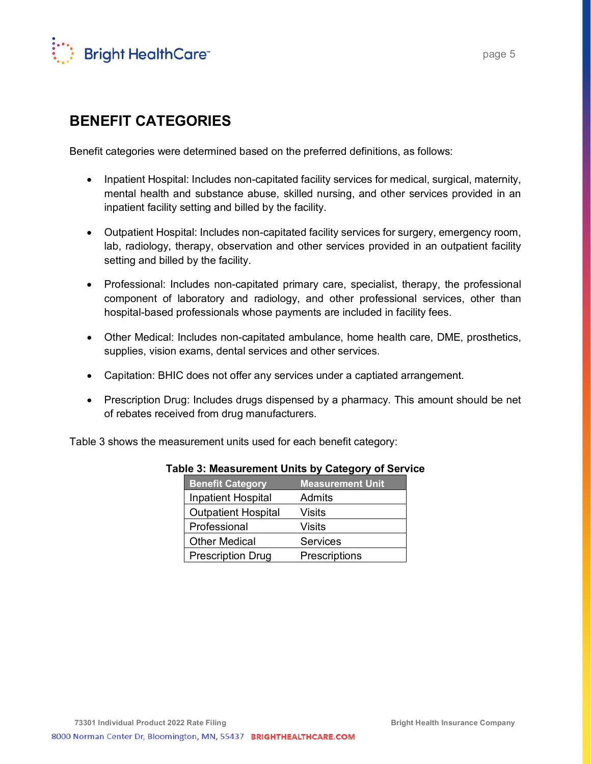## BENEFIT CATEGORIES

Benefit categories were determined based on the preferred definitions, as follows:

- Inpatient Hospital: Includes non-capitated facility services for medical, surgical, maternity, mental health and substance abuse, skilled nursing, and other services provided in an inpatient facility setting and billed by the facility.
- Outpatient Hospital: Includes non-capitated facility services for surgery, emergency room, lab, radiology, therapy, observation and other services provided in an outpatient facility setting and billed by the facility.
- Professional: Includes non-capitated primary care, specialist, therapy, the professional component of laboratory and radiology, and other professional services, other than hospital-based professionals whose payments are included in facility fees.
- Other Medical: Includes non-capitated ambulance, home health care, DME, prosthetics, supplies, vision exams, dental services and other services.
- Capitation: BHIC does not offer any services under a captiated arrangement.
- Prescription Drug: Includes drugs dispensed by a pharmacy. This amount should be net of rebates received from drug manufacturers.

Table 3 shows the measurement units used for each benefit category:

**Table 3: Measurement Units by Category of Service**

| Benefit Category | Measurement Unit |
|---|---|
| Inpatient Hospital | Admits |
| Outpatient Hospital | Visits |
| Professional | Visits |
| Other Medical | Services |
| Prescription Drug | Prescriptions |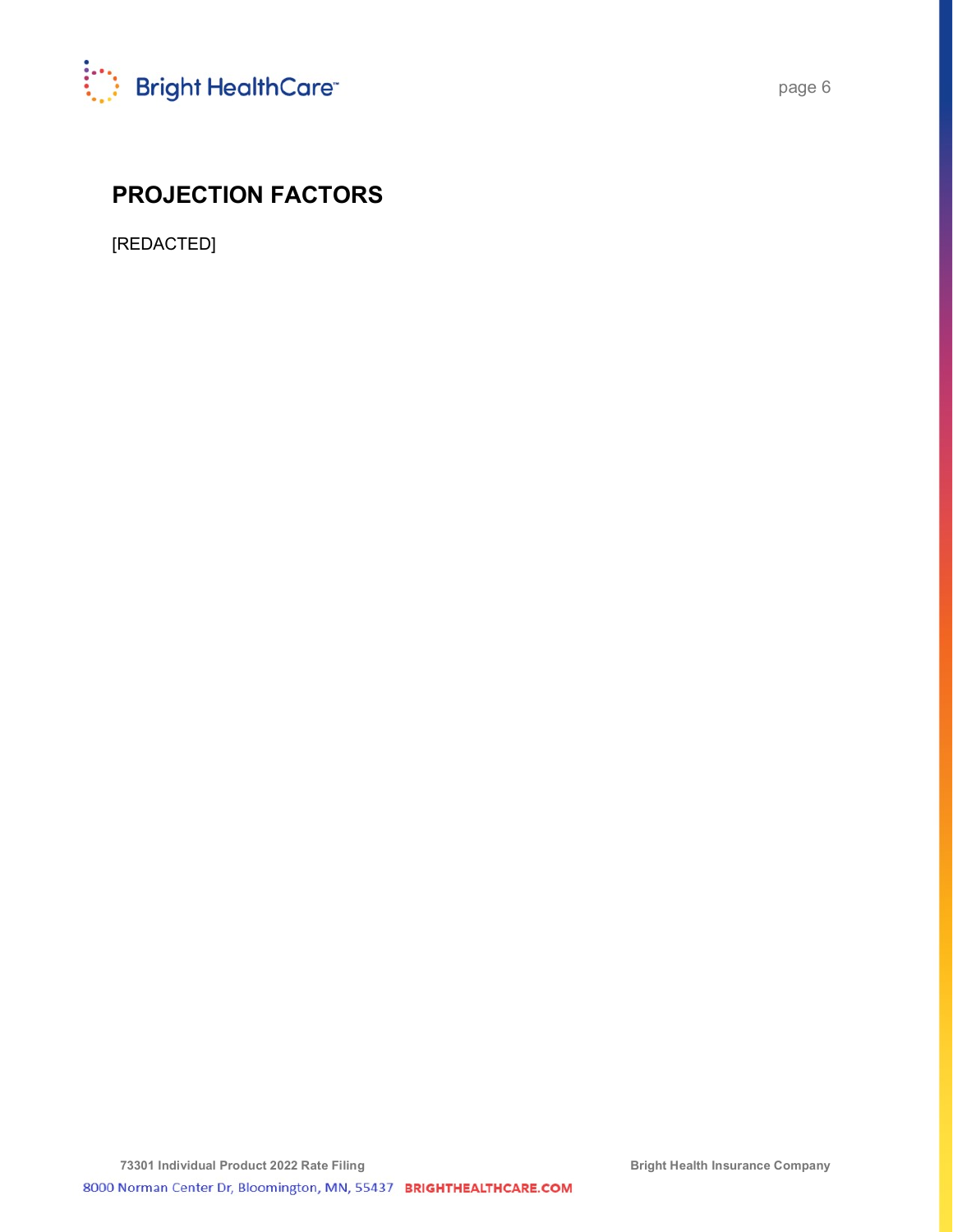## PROJECTION FACTORS

[REDACTED]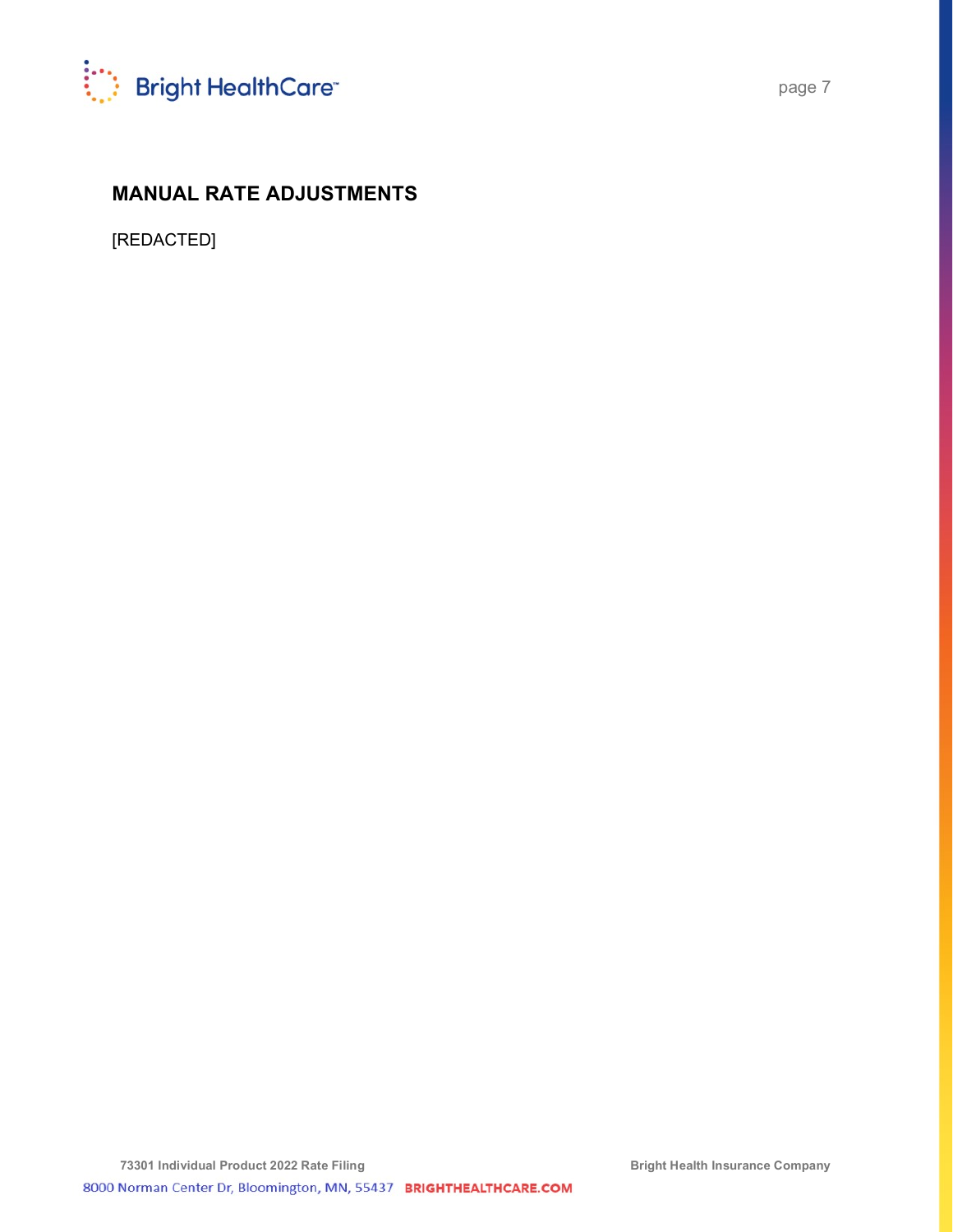## MANUAL RATE ADJUSTMENTS

[REDACTED]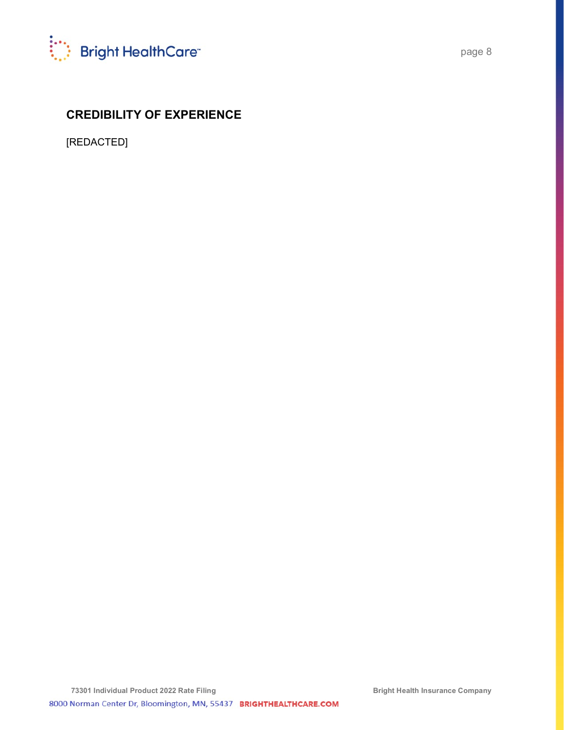## CREDIBILITY OF EXPERIENCE

[REDACTED]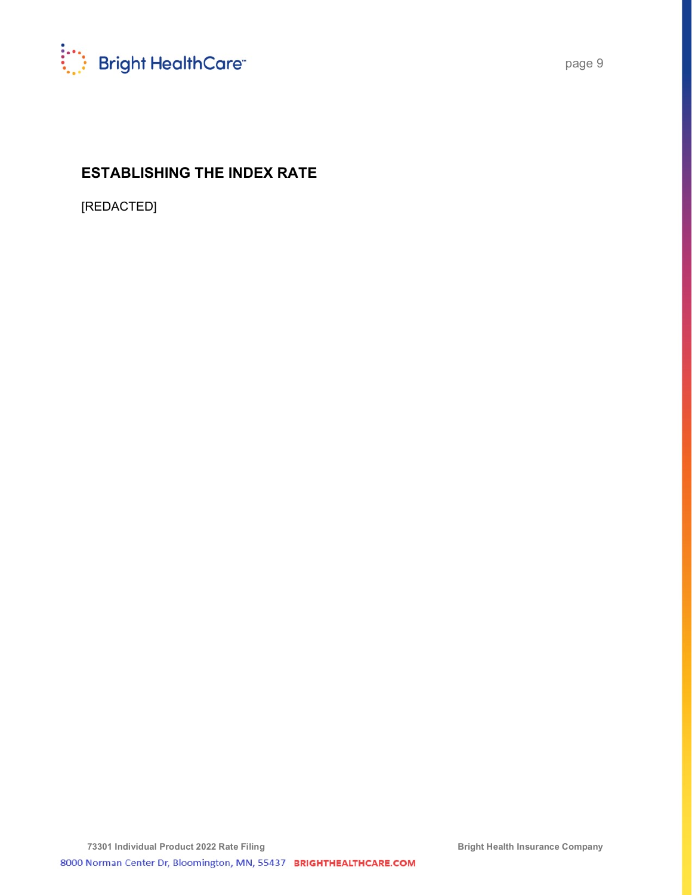## ESTABLISHING THE INDEX RATE

[REDACTED]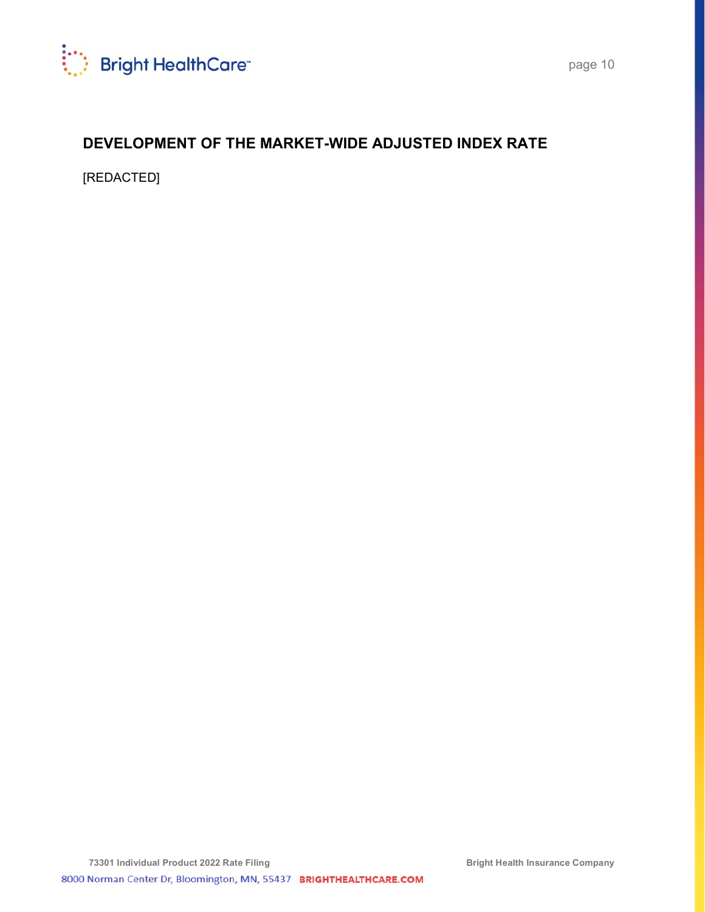## DEVELOPMENT OF THE MARKET-WIDE ADJUSTED INDEX RATE

[REDACTED]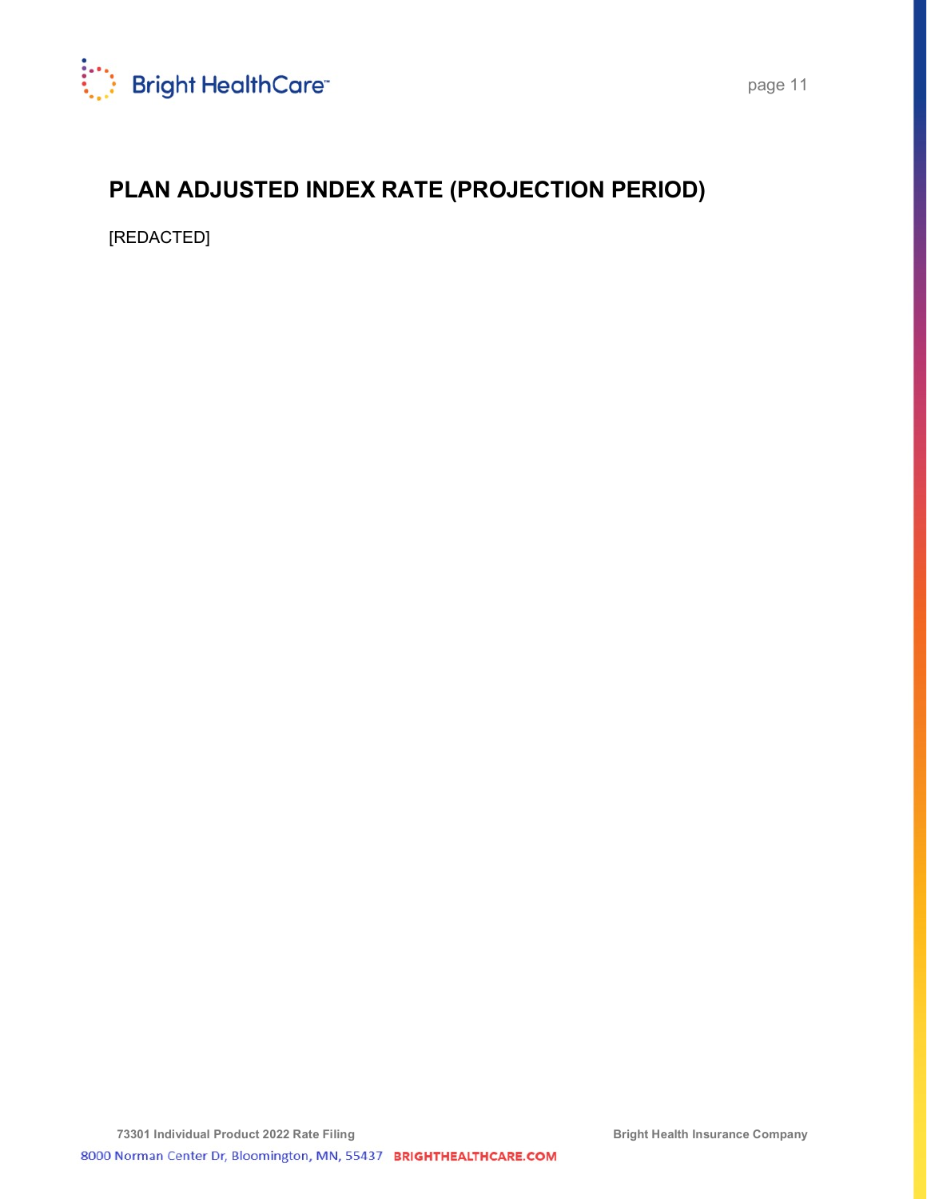## PLAN ADJUSTED INDEX RATE (PROJECTION PERIOD)

[REDACTED]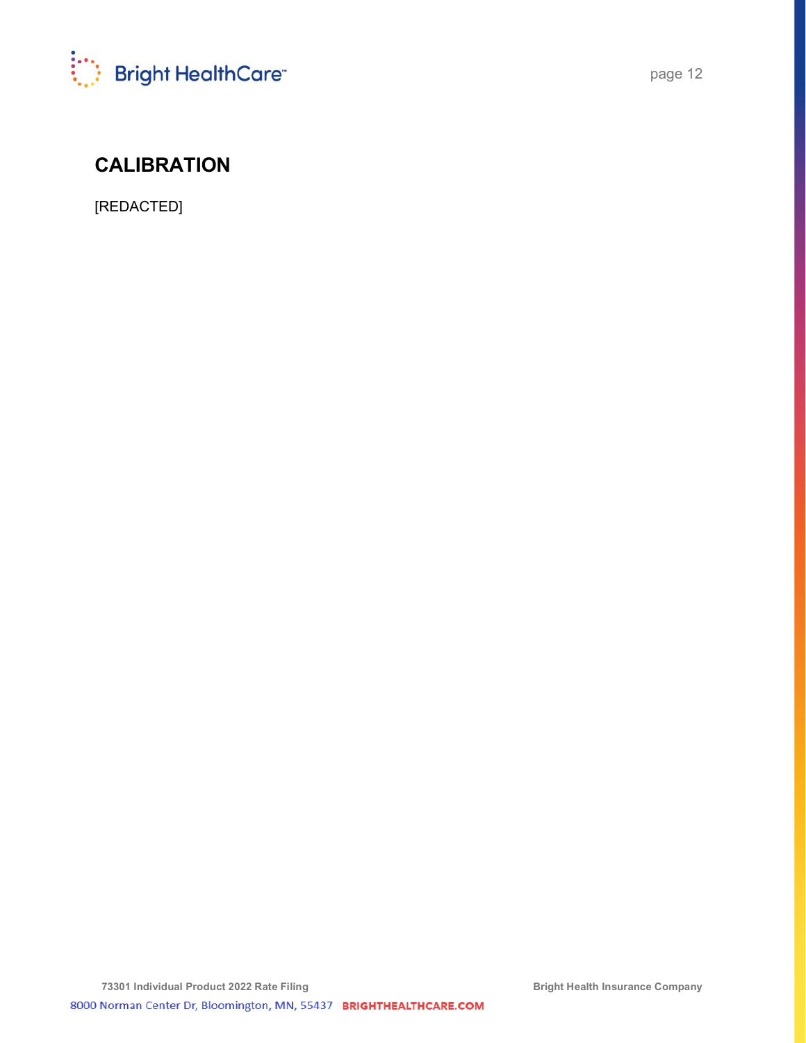## CALIBRATION

[REDACTED]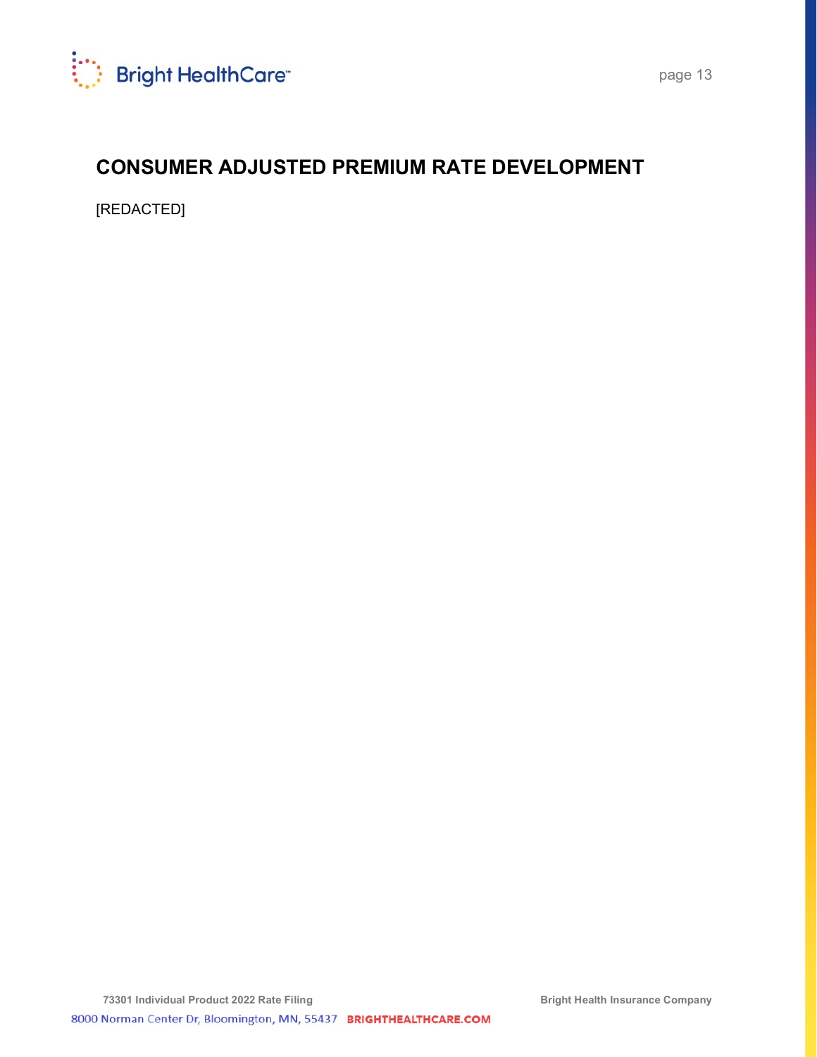## CONSUMER ADJUSTED PREMIUM RATE DEVELOPMENT

[REDACTED]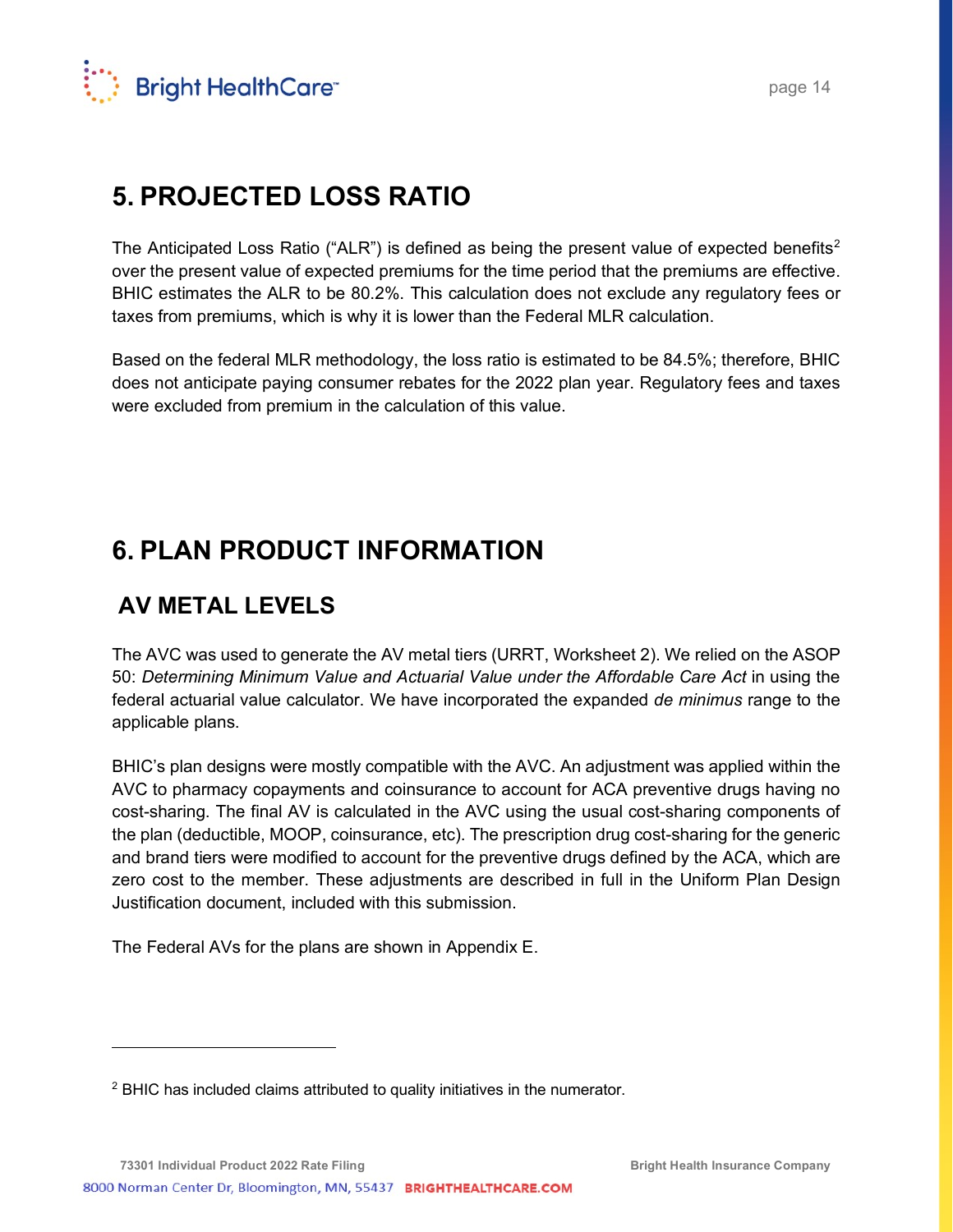# 5. PROJECTED LOSS RATIO

The Anticipated Loss Ratio ("ALR") is defined as being the present value of expected benefits[2] over the present value of expected premiums for the time period that the premiums are effective. BHIC estimates the ALR to be 80.2%. This calculation does not exclude any regulatory fees or taxes from premiums, which is why it is lower than the Federal MLR calculation.

Based on the federal MLR methodology, the loss ratio is estimated to be 84.5%; therefore, BHIC does not anticipate paying consumer rebates for the 2022 plan year. Regulatory fees and taxes were excluded from premium in the calculation of this value.

# 6. PLAN PRODUCT INFORMATION

## AV METAL LEVELS

The AVC was used to generate the AV metal tiers (URRT, Worksheet 2). We relied on the ASOP 50: *Determining Minimum Value and Actuarial Value under the Affordable Care Act* in using the federal actuarial value calculator. We have incorporated the expanded *de minimus* range to the applicable plans.

BHIC's plan designs were mostly compatible with the AVC. An adjustment was applied within the AVC to pharmacy copayments and coinsurance to account for ACA preventive drugs having no cost-sharing. The final AV is calculated in the AVC using the usual cost-sharing components of the plan (deductible, MOOP, coinsurance, etc). The prescription drug cost-sharing for the generic and brand tiers were modified to account for the preventive drugs defined by the ACA, which are zero cost to the member. These adjustments are described in full in the Uniform Plan Design Justification document, included with this submission.

The Federal AVs for the plans are shown in Appendix E.

---

[2] BHIC has included claims attributed to quality initiatives in the numerator.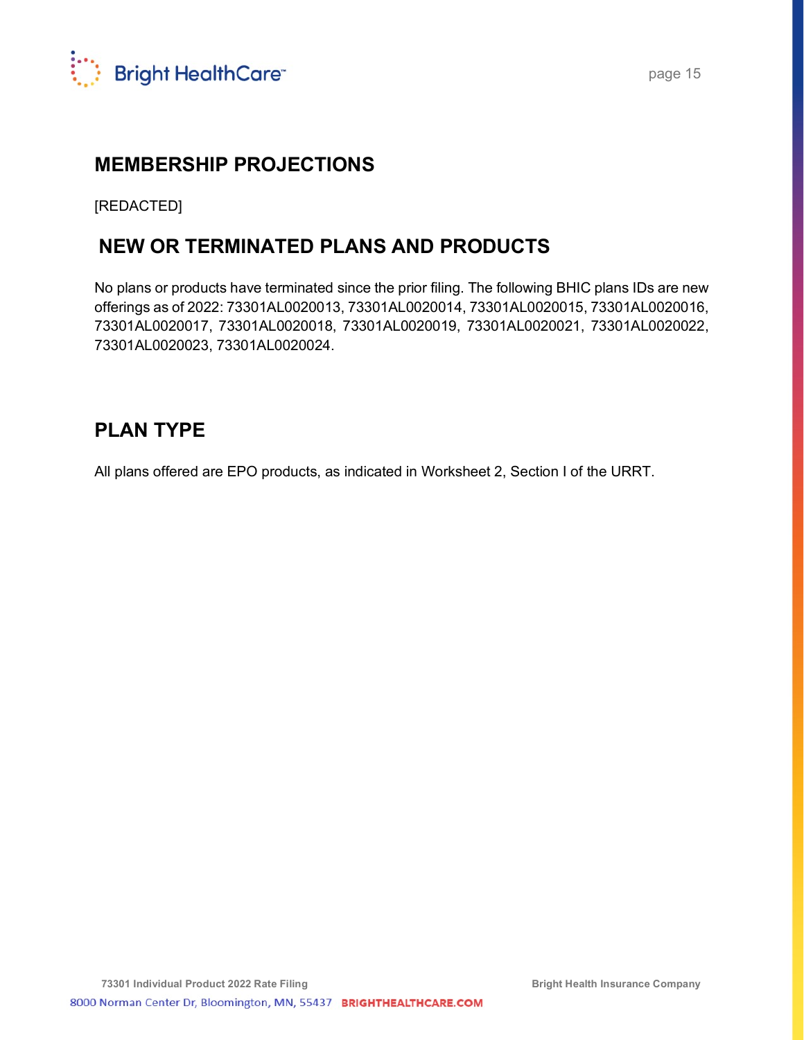## MEMBERSHIP PROJECTIONS

[REDACTED]

## NEW OR TERMINATED PLANS AND PRODUCTS

No plans or products have terminated since the prior filing. The following BHIC plans IDs are new offerings as of 2022: 73301AL0020013, 73301AL0020014, 73301AL0020015, 73301AL0020016, 73301AL0020017, 73301AL0020018, 73301AL0020019, 73301AL0020021, 73301AL0020022, 73301AL0020023, 73301AL0020024.

## PLAN TYPE

All plans offered are EPO products, as indicated in Worksheet 2, Section I of the URRT.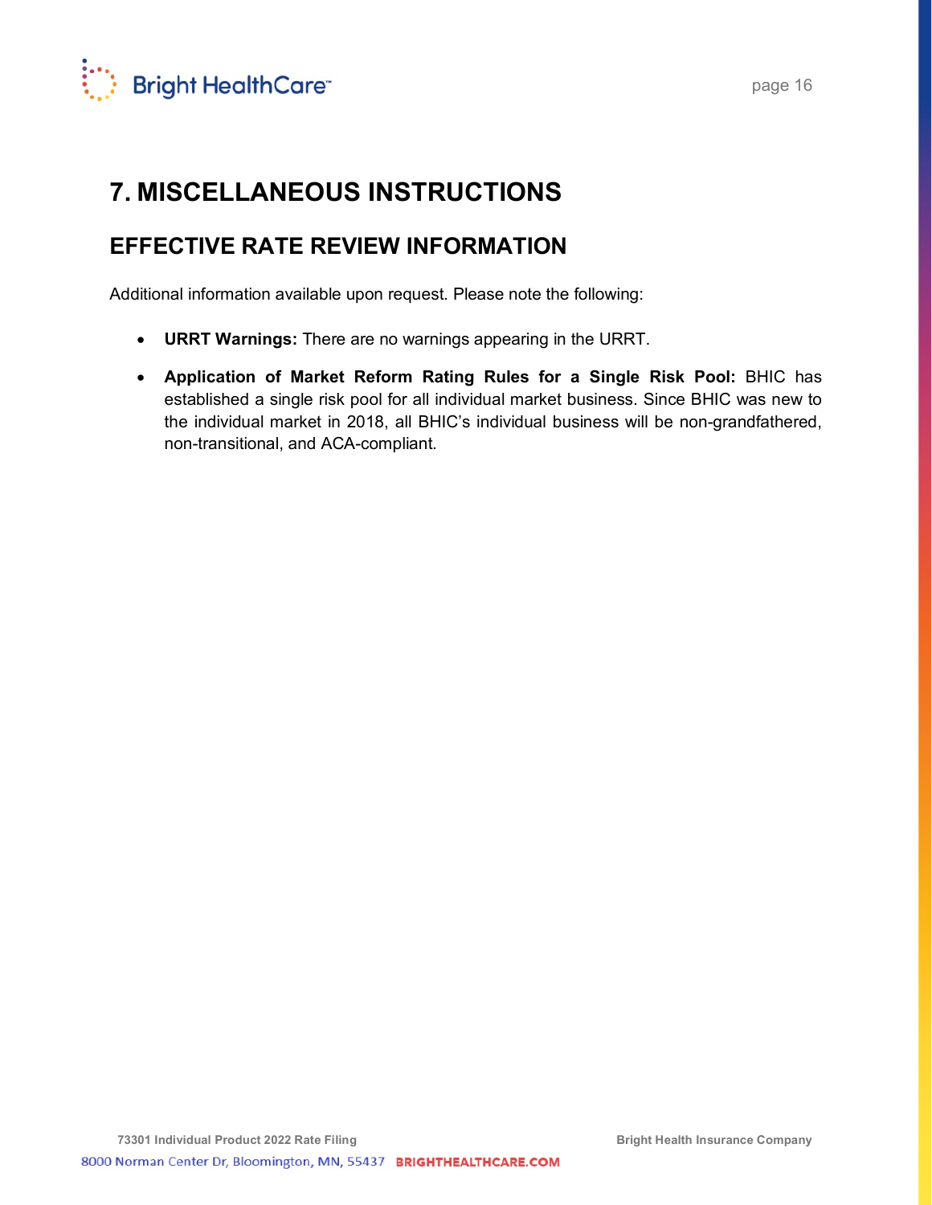# 7. MISCELLANEOUS INSTRUCTIONS

## EFFECTIVE RATE REVIEW INFORMATION

Additional information available upon request. Please note the following:

- **URRT Warnings:** There are no warnings appearing in the URRT.
- **Application of Market Reform Rating Rules for a Single Risk Pool:** BHIC has established a single risk pool for all individual market business. Since BHIC was new to the individual market in 2018, all BHIC's individual business will be non-grandfathered, non-transitional, and ACA-compliant.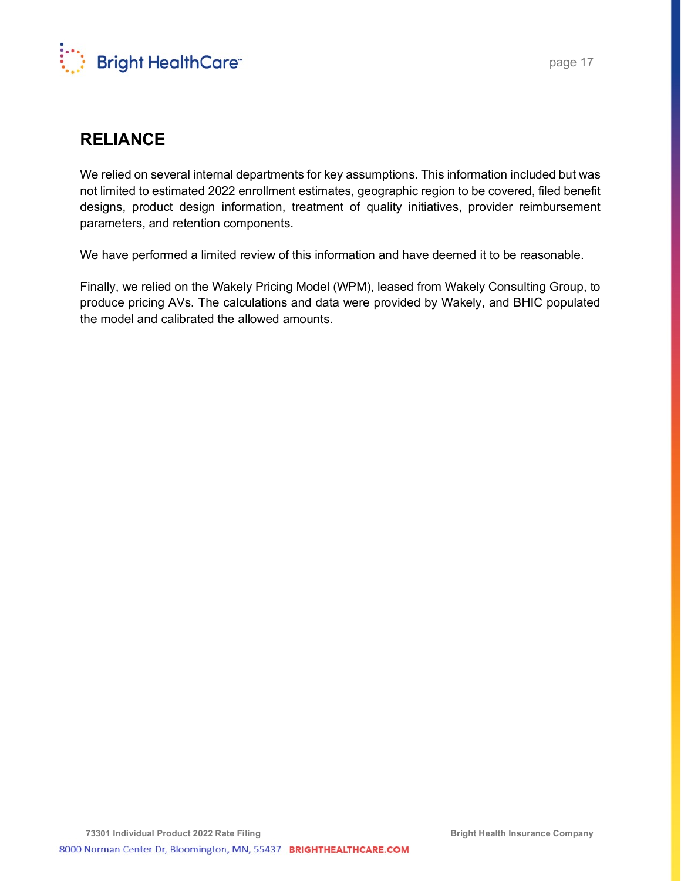## RELIANCE

We relied on several internal departments for key assumptions. This information included but was not limited to estimated 2022 enrollment estimates, geographic region to be covered, filed benefit designs, product design information, treatment of quality initiatives, provider reimbursement parameters, and retention components.

We have performed a limited review of this information and have deemed it to be reasonable.

Finally, we relied on the Wakely Pricing Model (WPM), leased from Wakely Consulting Group, to produce pricing AVs. The calculations and data were provided by Wakely, and BHIC populated the model and calibrated the allowed amounts.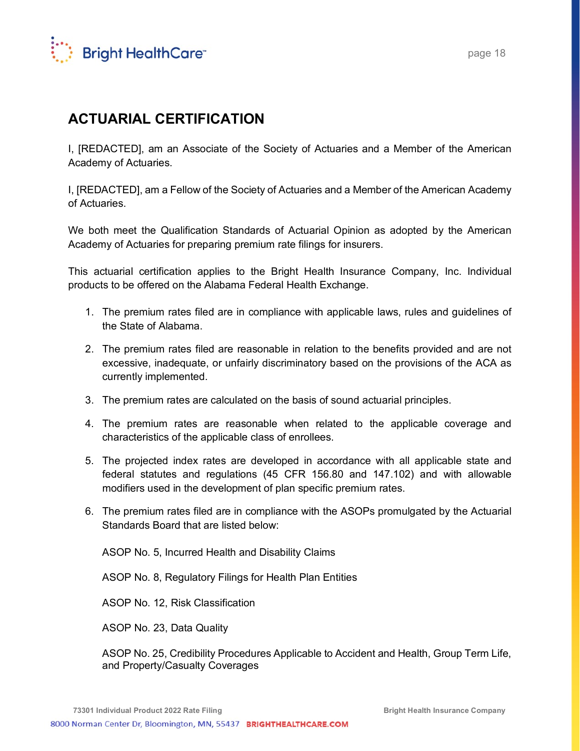## ACTUARIAL CERTIFICATION

I, [REDACTED], am an Associate of the Society of Actuaries and a Member of the American Academy of Actuaries.

I, [REDACTED], am a Fellow of the Society of Actuaries and a Member of the American Academy of Actuaries.

We both meet the Qualification Standards of Actuarial Opinion as adopted by the American Academy of Actuaries for preparing premium rate filings for insurers.

This actuarial certification applies to the Bright Health Insurance Company, Inc. Individual products to be offered on the Alabama Federal Health Exchange.

1. The premium rates filed are in compliance with applicable laws, rules and guidelines of the State of Alabama.
2. The premium rates filed are reasonable in relation to the benefits provided and are not excessive, inadequate, or unfairly discriminatory based on the provisions of the ACA as currently implemented.
3. The premium rates are calculated on the basis of sound actuarial principles.
4. The premium rates are reasonable when related to the applicable coverage and characteristics of the applicable class of enrollees.
5. The projected index rates are developed in accordance with all applicable state and federal statutes and regulations (45 CFR 156.80 and 147.102) and with allowable modifiers used in the development of plan specific premium rates.
6. The premium rates filed are in compliance with the ASOPs promulgated by the Actuarial Standards Board that are listed below:

   ASOP No. 5, Incurred Health and Disability Claims

   ASOP No. 8, Regulatory Filings for Health Plan Entities

   ASOP No. 12, Risk Classification

   ASOP No. 23, Data Quality

   ASOP No. 25, Credibility Procedures Applicable to Accident and Health, Group Term Life, and Property/Casualty Coverages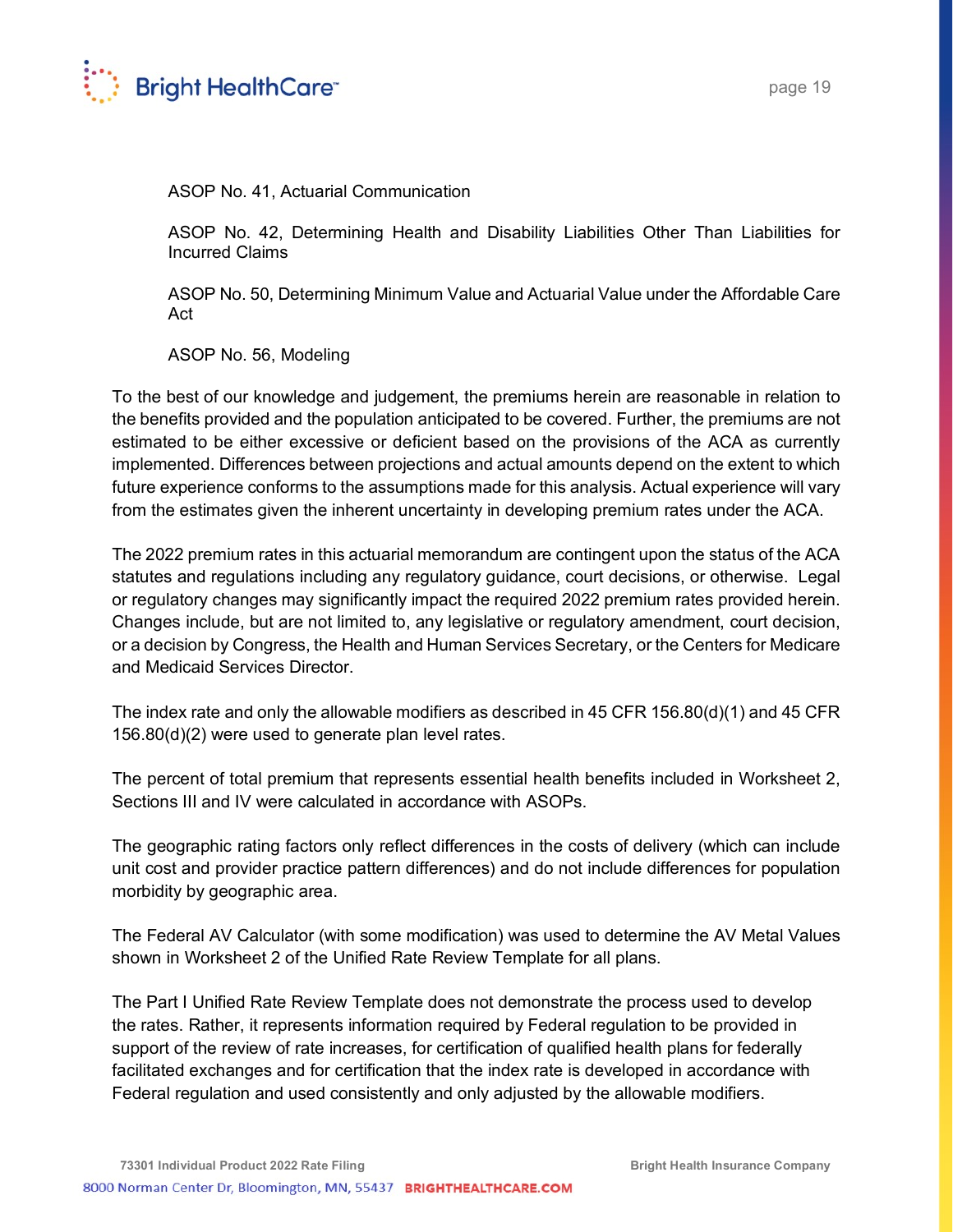ASOP No. 41, Actuarial Communication

ASOP No. 42, Determining Health and Disability Liabilities Other Than Liabilities for Incurred Claims

ASOP No. 50, Determining Minimum Value and Actuarial Value under the Affordable Care Act

ASOP No. 56, Modeling

To the best of our knowledge and judgement, the premiums herein are reasonable in relation to the benefits provided and the population anticipated to be covered. Further, the premiums are not estimated to be either excessive or deficient based on the provisions of the ACA as currently implemented. Differences between projections and actual amounts depend on the extent to which future experience conforms to the assumptions made for this analysis. Actual experience will vary from the estimates given the inherent uncertainty in developing premium rates under the ACA.

The 2022 premium rates in this actuarial memorandum are contingent upon the status of the ACA statutes and regulations including any regulatory guidance, court decisions, or otherwise. Legal or regulatory changes may significantly impact the required 2022 premium rates provided herein. Changes include, but are not limited to, any legislative or regulatory amendment, court decision, or a decision by Congress, the Health and Human Services Secretary, or the Centers for Medicare and Medicaid Services Director.

The index rate and only the allowable modifiers as described in 45 CFR 156.80(d)(1) and 45 CFR 156.80(d)(2) were used to generate plan level rates.

The percent of total premium that represents essential health benefits included in Worksheet 2, Sections III and IV were calculated in accordance with ASOPs.

The geographic rating factors only reflect differences in the costs of delivery (which can include unit cost and provider practice pattern differences) and do not include differences for population morbidity by geographic area.

The Federal AV Calculator (with some modification) was used to determine the AV Metal Values shown in Worksheet 2 of the Unified Rate Review Template for all plans.

The Part I Unified Rate Review Template does not demonstrate the process used to develop the rates. Rather, it represents information required by Federal regulation to be provided in support of the review of rate increases, for certification of qualified health plans for federally facilitated exchanges and for certification that the index rate is developed in accordance with Federal regulation and used consistently and only adjusted by the allowable modifiers.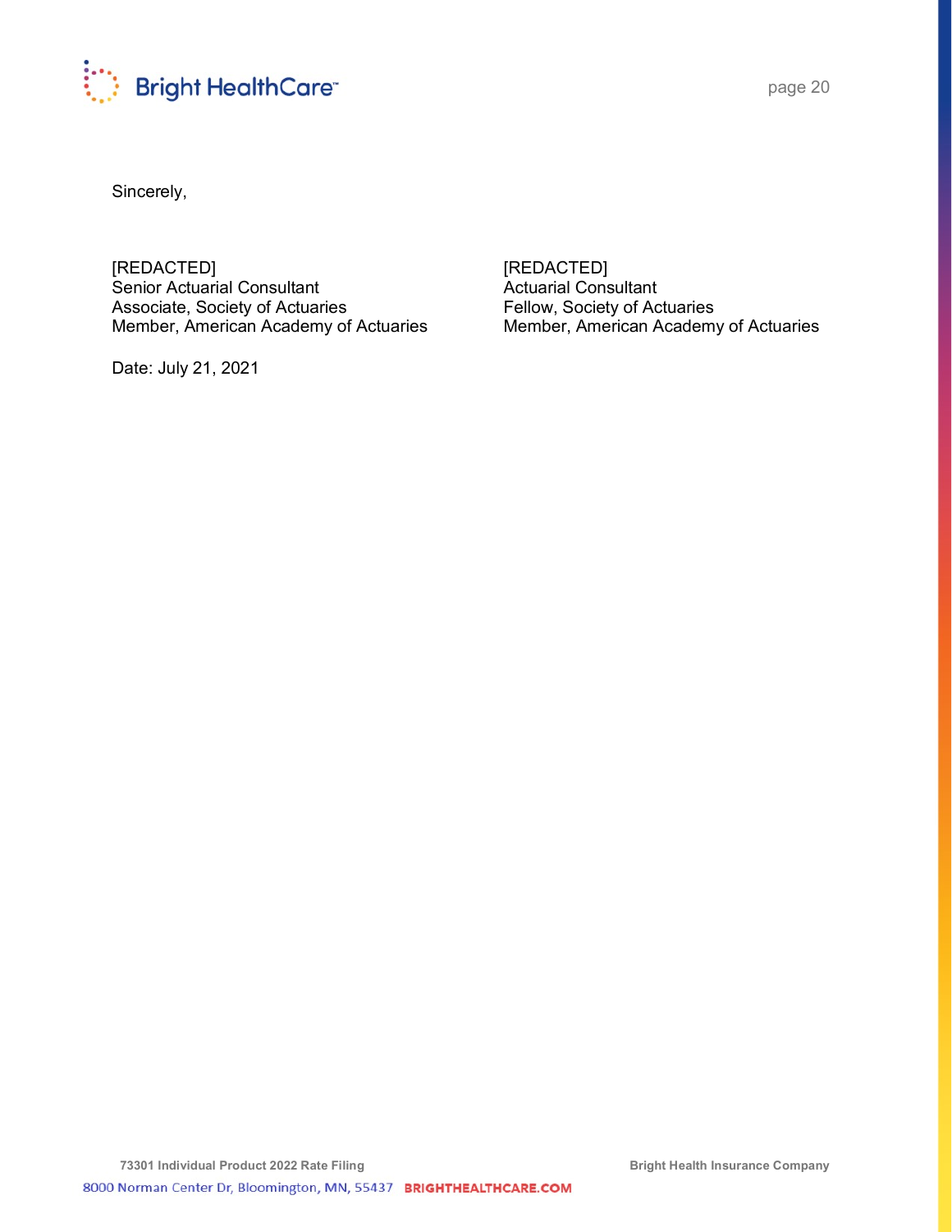Sincerely,

[REDACTED]
Senior Actuarial Consultant
Associate, Society of Actuaries
Member, American Academy of Actuaries

[REDACTED]
Actuarial Consultant
Fellow, Society of Actuaries
Member, American Academy of Actuaries

Date: July 21, 2021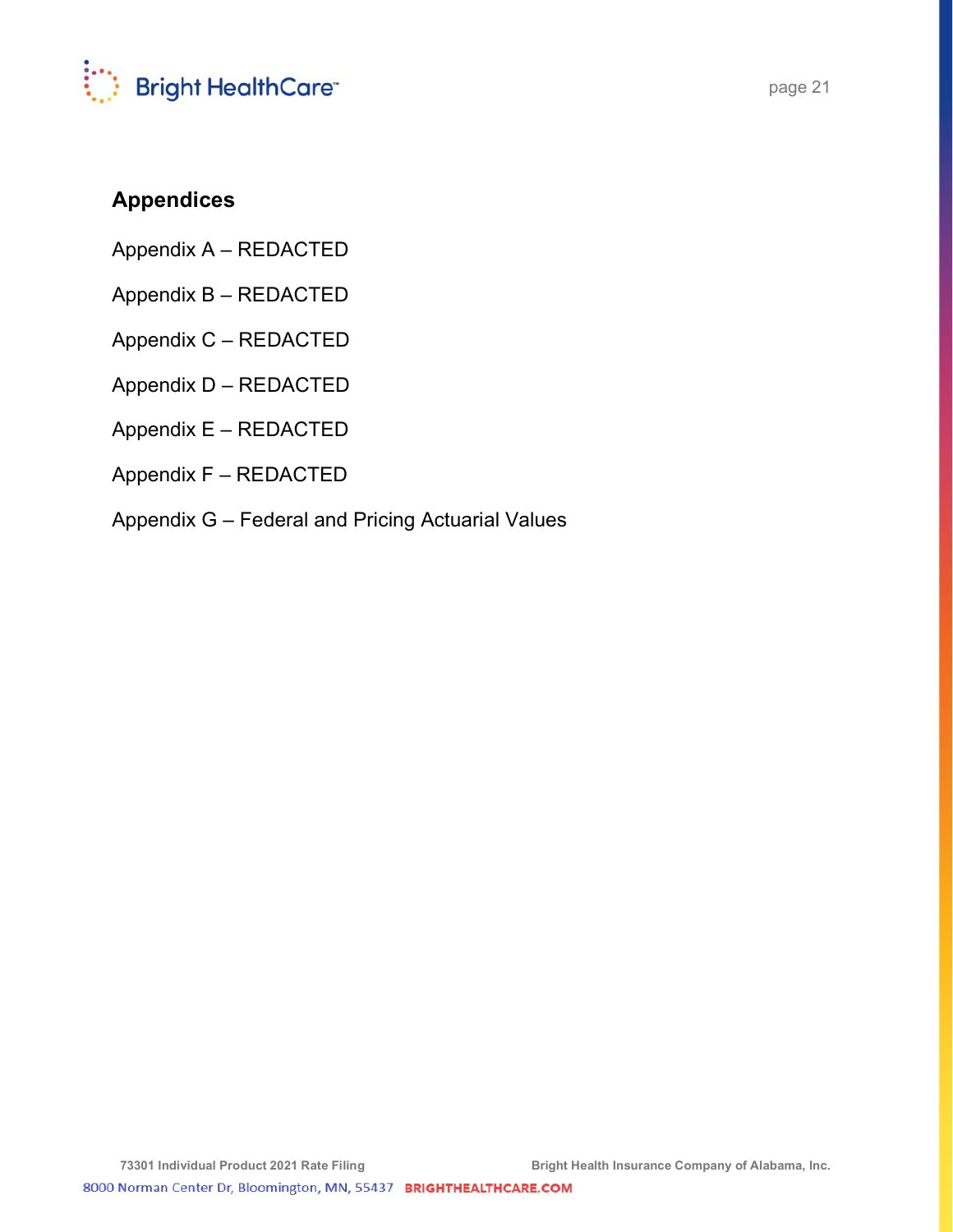## Appendices

Appendix A – REDACTED

Appendix B – REDACTED

Appendix C – REDACTED

Appendix D – REDACTED

Appendix E – REDACTED

Appendix F – REDACTED

Appendix G – Federal and Pricing Actuarial Values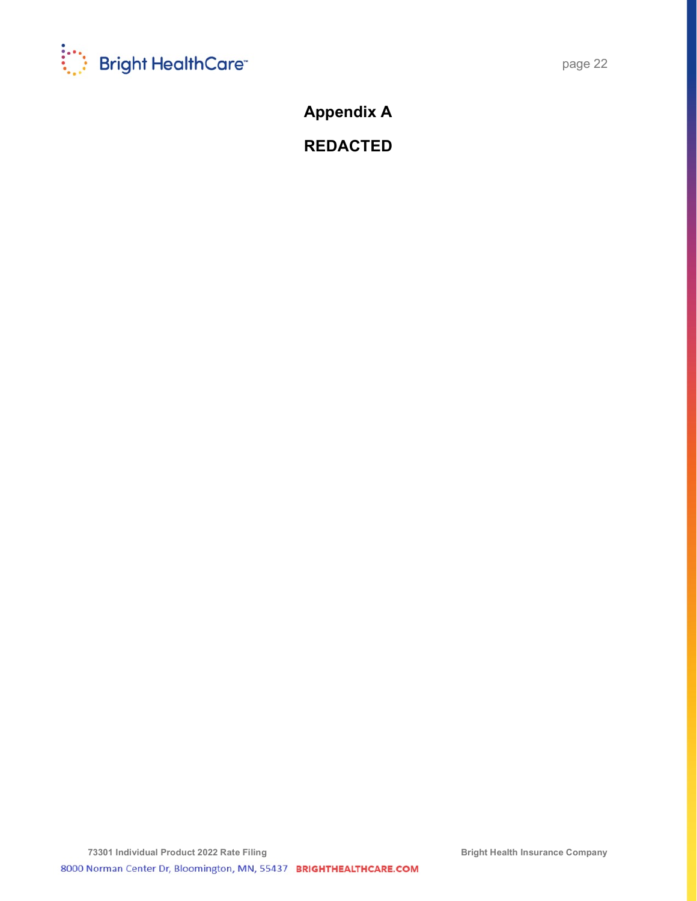# Appendix A

# REDACTED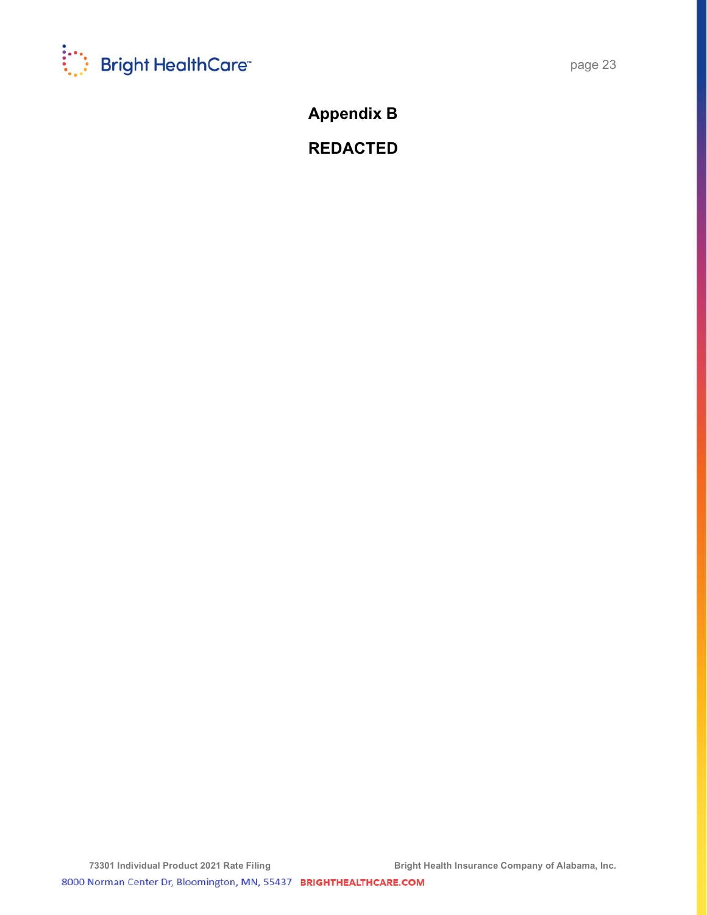# Appendix B

# REDACTED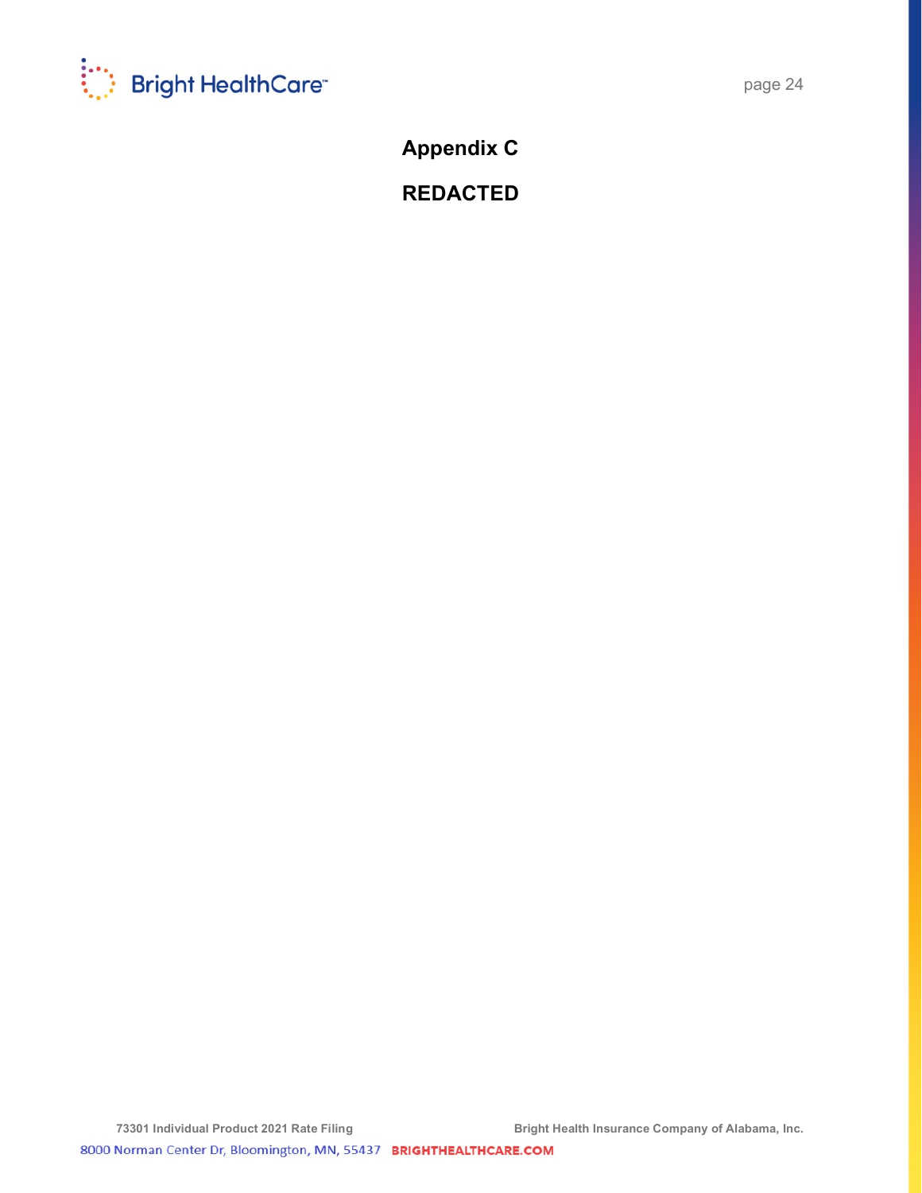# Appendix C

# REDACTED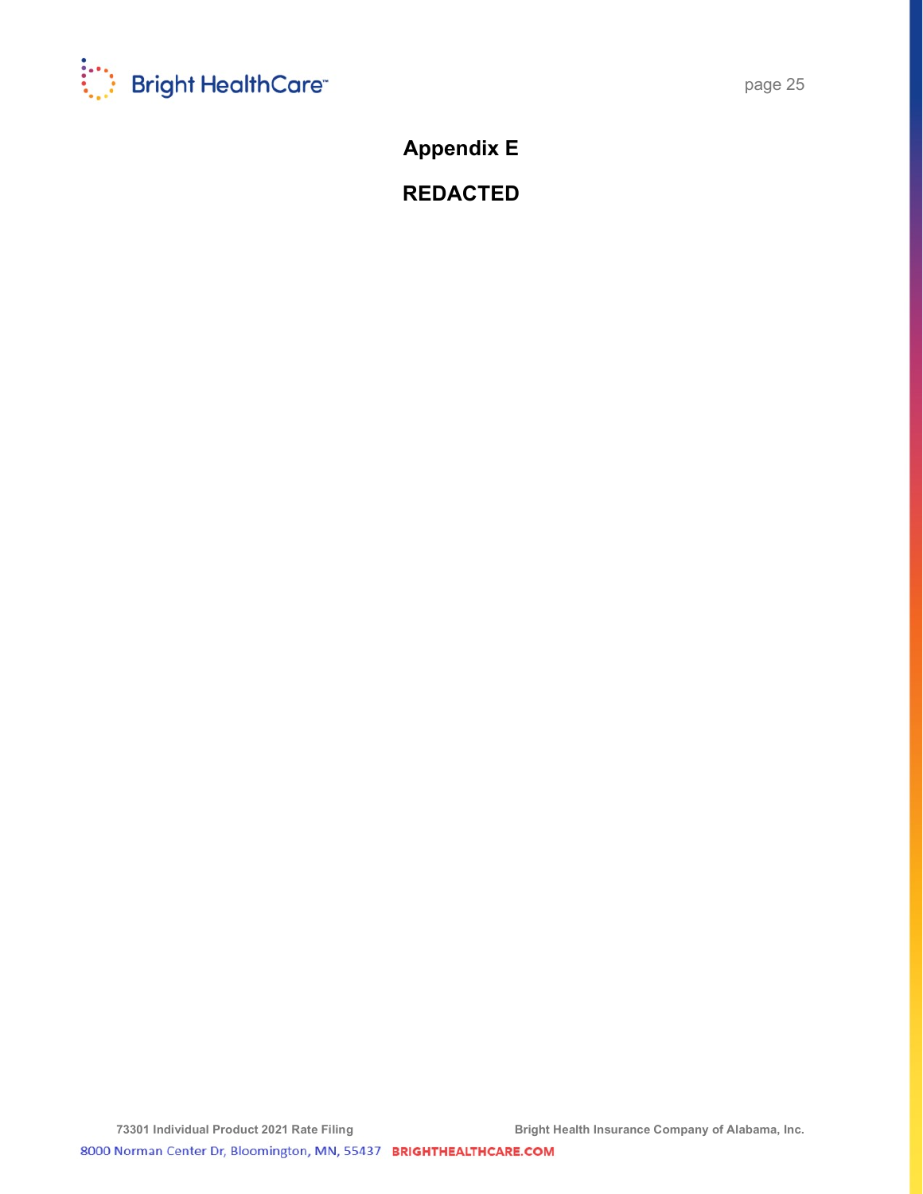# Appendix E

## REDACTED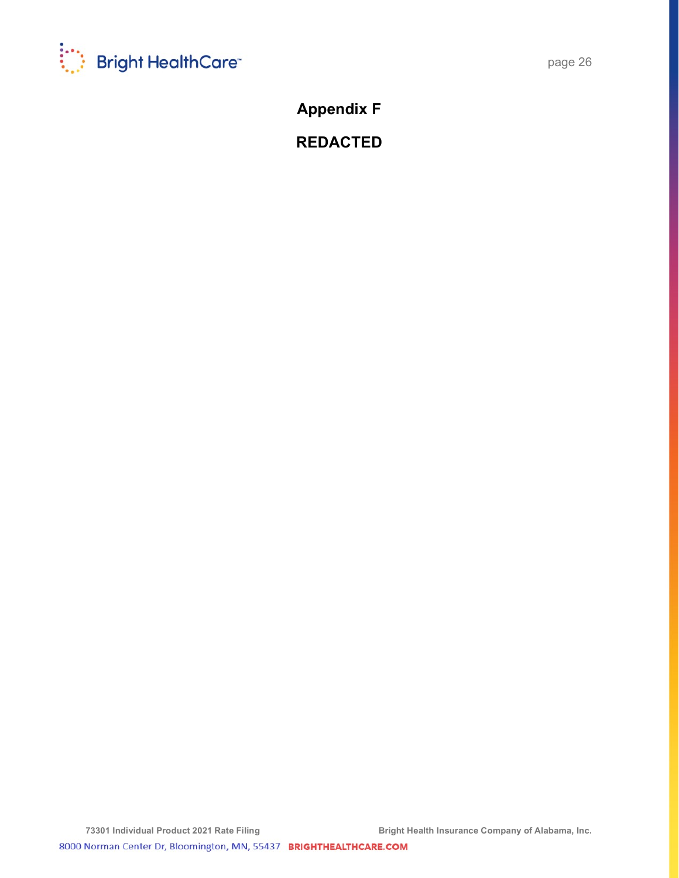# Appendix F

# REDACTED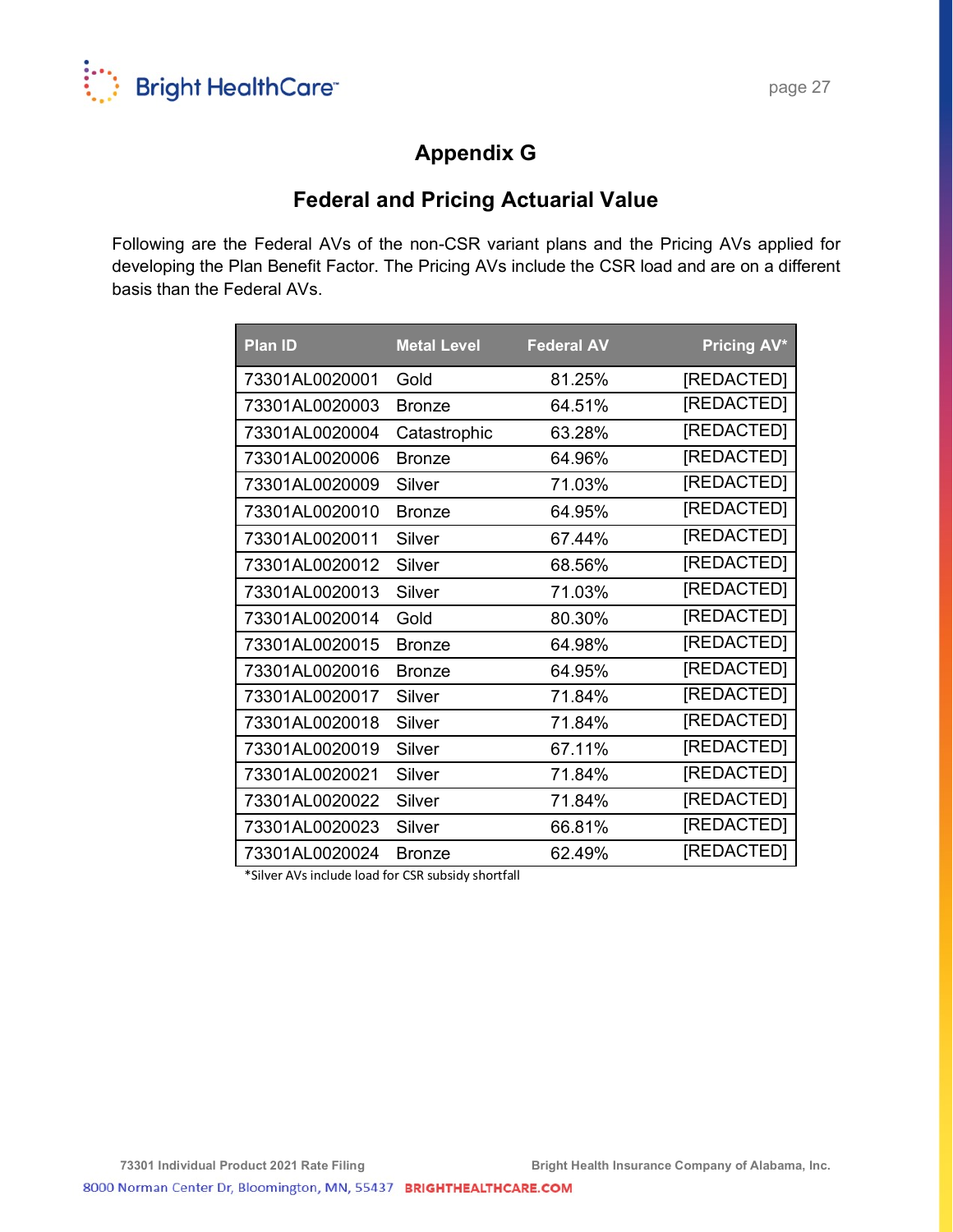# Appendix G

## Federal and Pricing Actuarial Value

Following are the Federal AVs of the non-CSR variant plans and the Pricing AVs applied for developing the Plan Benefit Factor. The Pricing AVs include the CSR load and are on a different basis than the Federal AVs.

| Plan ID | Metal Level | Federal AV | Pricing AV* |
|---|---|---|---|
| 73301AL0020001 | Gold | 81.25% | [REDACTED] |
| 73301AL0020003 | Bronze | 64.51% | [REDACTED] |
| 73301AL0020004 | Catastrophic | 63.28% | [REDACTED] |
| 73301AL0020006 | Bronze | 64.96% | [REDACTED] |
| 73301AL0020009 | Silver | 71.03% | [REDACTED] |
| 73301AL0020010 | Bronze | 64.95% | [REDACTED] |
| 73301AL0020011 | Silver | 67.44% | [REDACTED] |
| 73301AL0020012 | Silver | 68.56% | [REDACTED] |
| 73301AL0020013 | Silver | 71.03% | [REDACTED] |
| 73301AL0020014 | Gold | 80.30% | [REDACTED] |
| 73301AL0020015 | Bronze | 64.98% | [REDACTED] |
| 73301AL0020016 | Bronze | 64.95% | [REDACTED] |
| 73301AL0020017 | Silver | 71.84% | [REDACTED] |
| 73301AL0020018 | Silver | 71.84% | [REDACTED] |
| 73301AL0020019 | Silver | 67.11% | [REDACTED] |
| 73301AL0020021 | Silver | 71.84% | [REDACTED] |
| 73301AL0020022 | Silver | 71.84% | [REDACTED] |
| 73301AL0020023 | Silver | 66.81% | [REDACTED] |
| 73301AL0020024 | Bronze | 62.49% | [REDACTED] |

*Silver AVs include load for CSR subsidy shortfall